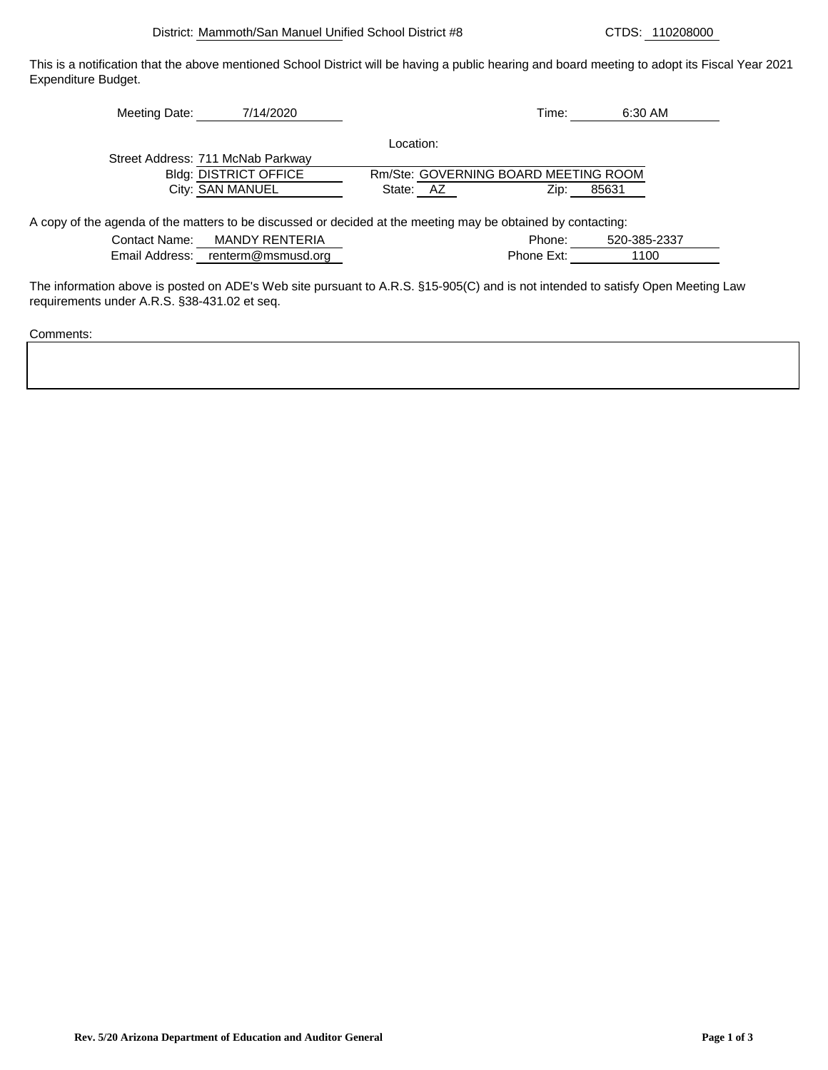District: Mammoth/San Manuel Unified School District #8 CTDS: 110208000

This is a notification that the above mentioned School District will be having a public hearing and board meeting to adopt its Fiscal Year 2021 Expenditure Budget.

Meeting Date: 7/14/2020 Time: 6:30 AM

Location:

Street Address: 711 McNab Parkway
Bldg: DISTRICT OFFICE Rm/Ste: GOVERNING BOARD MEETING ROOM
City: SAN MANUEL State: AZ Zip: 85631

A copy of the agenda of the matters to be discussed or decided at the meeting may be obtained by contacting:

Contact Name: MANDY RENTERIA Phone: 520-385-2337
Email Address: renterm@msmusd.org Phone Ext: 1100

The information above is posted on ADE's Web site pursuant to A.R.S. §15-905(C) and is not intended to satisfy Open Meeting Law requirements under A.R.S. §38-431.02 et seq.

Comments:

**Rev. 5/20 Arizona Department of Education and Auditor General**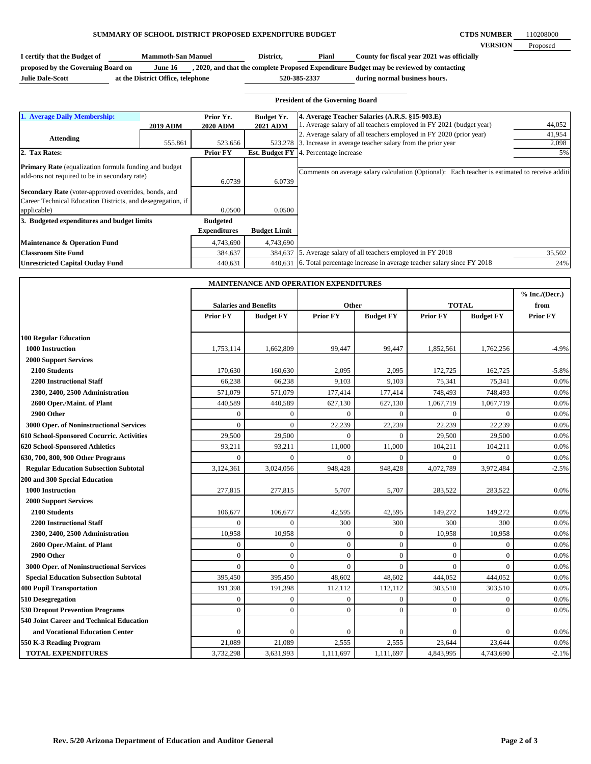**SUMMARY OF SCHOOL DISTRICT PROPOSED EXPENDITURE BUDGET**

**CTDS NUMBER** 110208000
**VERSION** Proposed

**I certify that the Budget of** Mammoth-San Manuel **District,** Pianl **County for fiscal year 2021 was officially proposed by the Governing Board on** June 16 **, 2020, and that the complete Proposed Expenditure Budget may be reviewed by contacting** Julie Dale-Scott **at the District Office, telephone** 520-385-2337 **during normal business hours.**

**President of the Governing Board**

| **1. Average Daily Membership:** | **2019 ADM** | **Prior Yr. 2020 ADM** | **Budget Yr. 2021 ADM** |
|---|---|---|---|
| **Attending** | 555.861 | 523.656 | 523.278 |

| **2. Tax Rates:** | **Prior FY** | **Est. Budget FY** |
|---|---|---|
| **Primary Rate** (equalization formula funding and budget add-ons not required to be in secondary rate) | 6.0739 | 6.0739 |
| **Secondary Rate** (voter-approved overrides, bonds, and Career Technical Education Districts, and desegregation, if applicable) | 0.0500 | 0.0500 |

| **3. Budgeted expenditures and budget limits** | **Budgeted Expenditures** | **Budget Limit** |
|---|---|---|
| **Maintenance & Operation Fund** | 4,743,690 | 4,743,690 |
| **Classroom Site Fund** | 384,637 | 384,637 |
| **Unrestricted Capital Outlay Fund** | 440,631 | 440,631 |

| **4. Average Teacher Salaries (A.R.S. §15-903.E)** | |
|---|---|
| 1. Average salary of all teachers employed in FY 2021 (budget year) | 44,052 |
| 2. Average salary of all teachers employed in FY 2020 (prior year) | 41,954 |
| 3. Increase in average teacher salary from the prior year | 2,098 |
| 4. Percentage increase | 5% |
| Comments on average salary calculation (Optional): Each teacher is estimated to receive additi | |
| 5. Average salary of all teachers employed in FY 2018 | 35,502 |
| 6. Total percentage increase in average teacher salary since FY 2018 | 24% |

**MAINTENANCE AND OPERATION EXPENDITURES**

| | Salaries and Benefits | | Other | | TOTAL | | % Inc./(Decr.) from |
|---|---|---|---|---|---|---|---|
| | **Prior FY** | **Budget FY** | **Prior FY** | **Budget FY** | **Prior FY** | **Budget FY** | **Prior FY** |
| **100 Regular Education** | | | | | | | |
| **1000 Instruction** | 1,753,114 | 1,662,809 | 99,447 | 99,447 | 1,852,561 | 1,762,256 | -4.9% |
| **2000 Support Services** | | | | | | | |
| **2100 Students** | 170,630 | 160,630 | 2,095 | 2,095 | 172,725 | 162,725 | -5.8% |
| **2200 Instructional Staff** | 66,238 | 66,238 | 9,103 | 9,103 | 75,341 | 75,341 | 0.0% |
| **2300, 2400, 2500 Administration** | 571,079 | 571,079 | 177,414 | 177,414 | 748,493 | 748,493 | 0.0% |
| **2600 Oper./Maint. of Plant** | 440,589 | 440,589 | 627,130 | 627,130 | 1,067,719 | 1,067,719 | 0.0% |
| **2900 Other** | 0 | 0 | 0 | 0 | 0 | 0 | 0.0% |
| **3000 Oper. of Noninstructional Services** | 0 | 0 | 22,239 | 22,239 | 22,239 | 22,239 | 0.0% |
| **610 School-Sponsored Cocurric. Activities** | 29,500 | 29,500 | 0 | 0 | 29,500 | 29,500 | 0.0% |
| **620 School-Sponsored Athletics** | 93,211 | 93,211 | 11,000 | 11,000 | 104,211 | 104,211 | 0.0% |
| **630, 700, 800, 900 Other Programs** | 0 | 0 | 0 | 0 | 0 | 0 | 0.0% |
| **Regular Education Subsection Subtotal** | 3,124,361 | 3,024,056 | 948,428 | 948,428 | 4,072,789 | 3,972,484 | -2.5% |
| **200 and 300 Special Education** | | | | | | | |
| **1000 Instruction** | 277,815 | 277,815 | 5,707 | 5,707 | 283,522 | 283,522 | 0.0% |
| **2000 Support Services** | | | | | | | |
| **2100 Students** | 106,677 | 106,677 | 42,595 | 42,595 | 149,272 | 149,272 | 0.0% |
| **2200 Instructional Staff** | 0 | 0 | 300 | 300 | 300 | 300 | 0.0% |
| **2300, 2400, 2500 Administration** | 10,958 | 10,958 | 0 | 0 | 10,958 | 10,958 | 0.0% |
| **2600 Oper./Maint. of Plant** | 0 | 0 | 0 | 0 | 0 | 0 | 0.0% |
| **2900 Other** | 0 | 0 | 0 | 0 | 0 | 0 | 0.0% |
| **3000 Oper. of Noninstructional Services** | 0 | 0 | 0 | 0 | 0 | 0 | 0.0% |
| **Special Education Subsection Subtotal** | 395,450 | 395,450 | 48,602 | 48,602 | 444,052 | 444,052 | 0.0% |
| **400 Pupil Transportation** | 191,398 | 191,398 | 112,112 | 112,112 | 303,510 | 303,510 | 0.0% |
| **510 Desegregation** | 0 | 0 | 0 | 0 | 0 | 0 | 0.0% |
| **530 Dropout Prevention Programs** | 0 | 0 | 0 | 0 | 0 | 0 | 0.0% |
| **540 Joint Career and Technical Education and Vocational Education Center** | 0 | 0 | 0 | 0 | 0 | 0 | 0.0% |
| **550 K-3 Reading Program** | 21,089 | 21,089 | 2,555 | 2,555 | 23,644 | 23,644 | 0.0% |
| **TOTAL EXPENDITURES** | 3,732,298 | 3,631,993 | 1,111,697 | 1,111,697 | 4,843,995 | 4,743,690 | -2.1% |

**Rev. 5/20 Arizona Department of Education and Auditor General**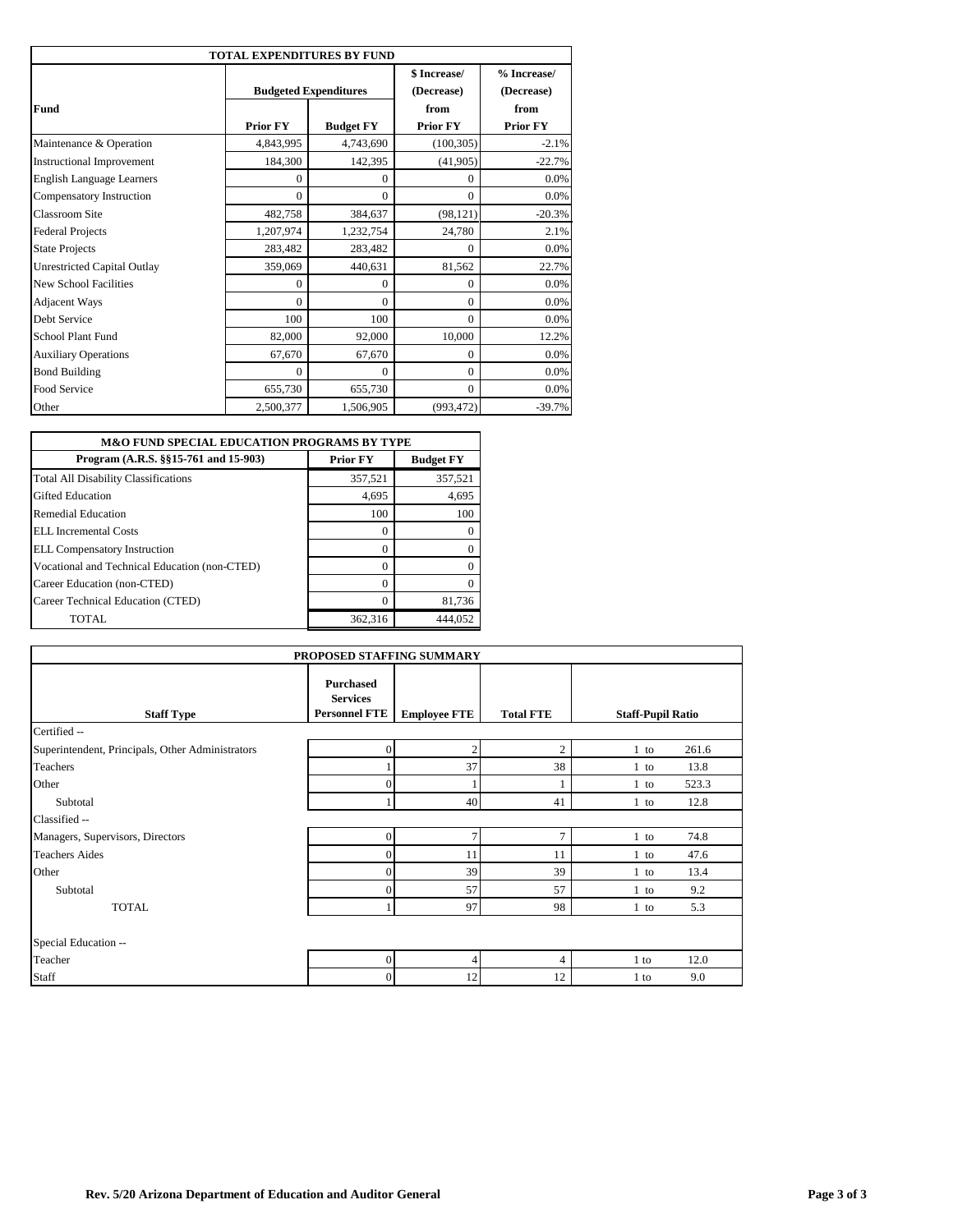| TOTAL EXPENDITURES BY FUND | | | | |
|---|---|---|---|---|
| Fund | Budgeted Expenditures | | $ Increase/ (Decrease) from | % Increase/ (Decrease) from |
| | Prior FY | Budget FY | Prior FY | Prior FY |
| Maintenance & Operation | 4,843,995 | 4,743,690 | (100,305) | -2.1% |
| Instructional Improvement | 184,300 | 142,395 | (41,905) | -22.7% |
| English Language Learners | 0 | 0 | 0 | 0.0% |
| Compensatory Instruction | 0 | 0 | 0 | 0.0% |
| Classroom Site | 482,758 | 384,637 | (98,121) | -20.3% |
| Federal Projects | 1,207,974 | 1,232,754 | 24,780 | 2.1% |
| State Projects | 283,482 | 283,482 | 0 | 0.0% |
| Unrestricted Capital Outlay | 359,069 | 440,631 | 81,562 | 22.7% |
| New School Facilities | 0 | 0 | 0 | 0.0% |
| Adjacent Ways | 0 | 0 | 0 | 0.0% |
| Debt Service | 100 | 100 | 0 | 0.0% |
| School Plant Fund | 82,000 | 92,000 | 10,000 | 12.2% |
| Auxiliary Operations | 67,670 | 67,670 | 0 | 0.0% |
| Bond Building | 0 | 0 | 0 | 0.0% |
| Food Service | 655,730 | 655,730 | 0 | 0.0% |
| Other | 2,500,377 | 1,506,905 | (993,472) | -39.7% |

| M&O FUND SPECIAL EDUCATION PROGRAMS BY TYPE | | |
|---|---|---|
| Program (A.R.S. §§15-761 and 15-903) | Prior FY | Budget FY |
| Total All Disability Classifications | 357,521 | 357,521 |
| Gifted Education | 4,695 | 4,695 |
| Remedial Education | 100 | 100 |
| ELL Incremental Costs | 0 | 0 |
| ELL Compensatory Instruction | 0 | 0 |
| Vocational and Technical Education (non-CTED) | 0 | 0 |
| Career Education (non-CTED) | 0 | 0 |
| Career Technical Education (CTED) | 0 | 81,736 |
| TOTAL | 362,316 | 444,052 |

| PROPOSED STAFFING SUMMARY | | | | |
|---|---|---|---|---|
| Staff Type | Purchased Services Personnel FTE | Employee FTE | Total FTE | Staff-Pupil Ratio |
| Certified -- | | | | |
| Superintendent, Principals, Other Administrators | 0 | 2 | 2 | 1 to 261.6 |
| Teachers | 1 | 37 | 38 | 1 to 13.8 |
| Other | 0 | 1 | 1 | 1 to 523.3 |
| Subtotal | 1 | 40 | 41 | 1 to 12.8 |
| Classified -- | | | | |
| Managers, Supervisors, Directors | 0 | 7 | 7 | 1 to 74.8 |
| Teachers Aides | 0 | 11 | 11 | 1 to 47.6 |
| Other | 0 | 39 | 39 | 1 to 13.4 |
| Subtotal | 0 | 57 | 57 | 1 to 9.2 |
| TOTAL | 1 | 97 | 98 | 1 to 5.3 |
| Special Education -- | | | | |
| Teacher | 0 | 4 | 4 | 1 to 12.0 |
| Staff | 0 | 12 | 12 | 1 to 9.0 |

Rev. 5/20 Arizona Department of Education and Auditor General